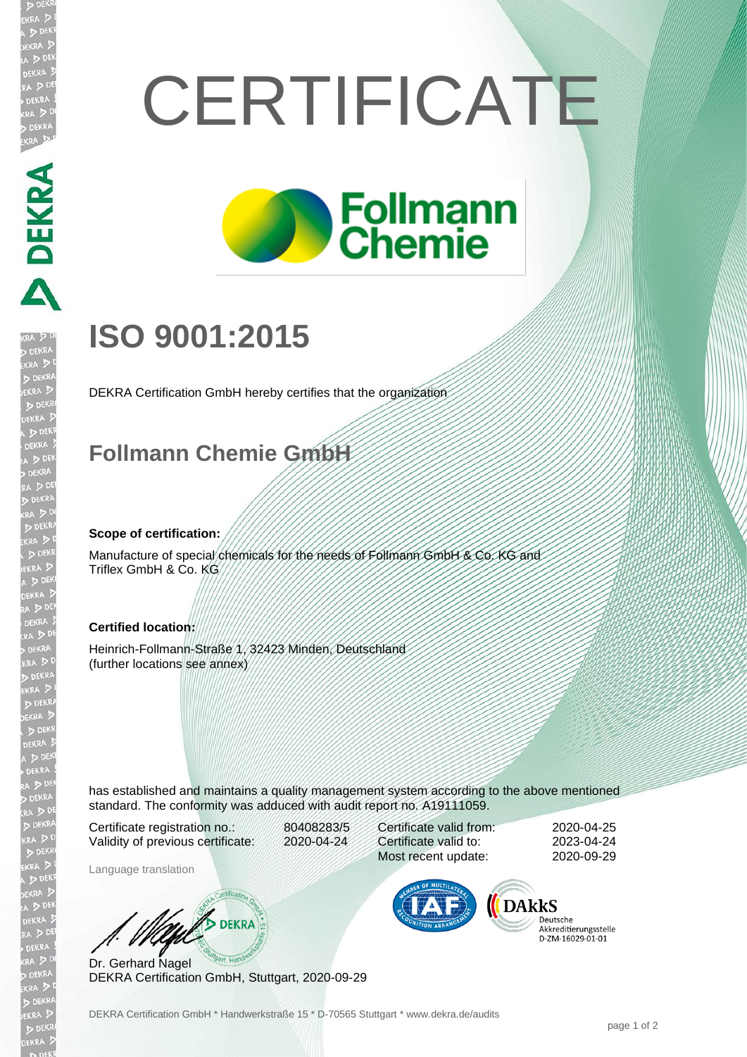# CERTIFICATE

Follmann Chemie

## ISO 9001:2015

DEKRA Certification GmbH hereby certifies that the organization

## Follmann Chemie GmbH

**Scope of certification:**

Manufacture of special chemicals for the needs of Follmann GmbH & Co. KG and Triflex GmbH & Co. KG

**Certified location:**

Heinrich-Follmann-Straße 1, 32423 Minden, Deutschland
(further locations see annex)

has established and maintains a quality management system according to the above mentioned standard. The conformity was adduced with audit report no. A19111059.

| | | | |
|---|---|---|---|
| Certificate registration no.: | 80408283/5 | Certificate valid from: | 2020-04-25 |
| Validity of previous certificate: | 2020-04-24 | Certificate valid to: | 2023-04-24 |
| | | Most recent update: | 2020-09-29 |

Language translation

Dr. Gerhard Nagel
DEKRA Certification GmbH, Stuttgart, 2020-09-29

DAkkS Deutsche Akkreditierungsstelle D-ZM-16029-01-01

DEKRA Certification GmbH * Handwerkstraße 15 * D-70565 Stuttgart * www.dekra.de/audits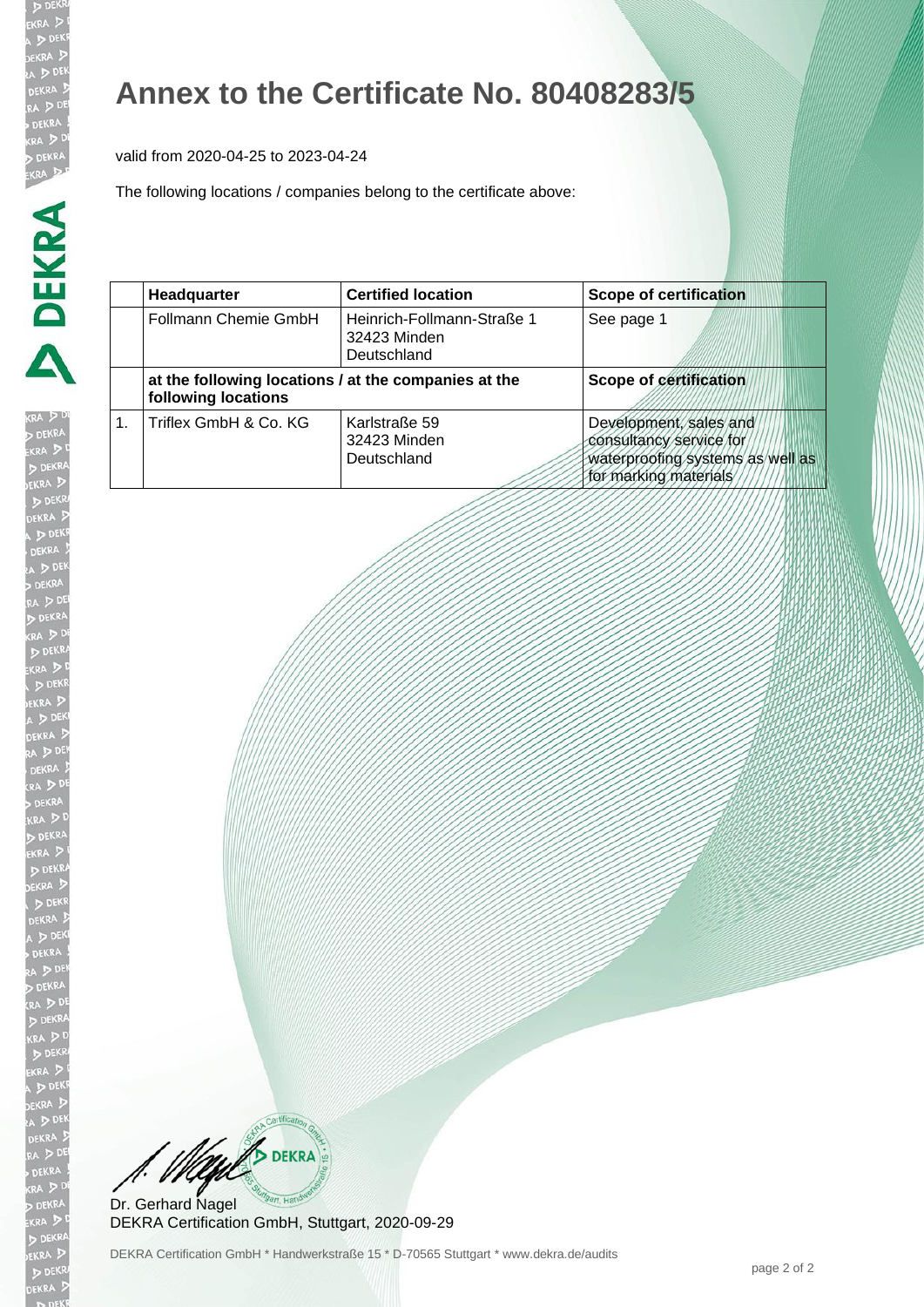# Annex to the Certificate No. 80408283/5

valid from 2020-04-25 to 2023-04-24

The following locations / companies belong to the certificate above:

| | Headquarter | Certified location | Scope of certification |
|---|---|---|---|
| | Follmann Chemie GmbH | Heinrich-Follmann-Straße 1<br>32423 Minden<br>Deutschland | See page 1 |
| | **at the following locations / at the companies at the following locations** | | **Scope of certification** |
| 1. | Triflex GmbH & Co. KG | Karlstraße 59<br>32423 Minden<br>Deutschland | Development, sales and consultancy service for waterproofing systems as well as for marking materials |

Dr. Gerhard Nagel
DEKRA Certification GmbH, Stuttgart, 2020-09-29

DEKRA Certification GmbH * Handwerkstraße 15 * D-70565 Stuttgart * www.dekra.de/audits